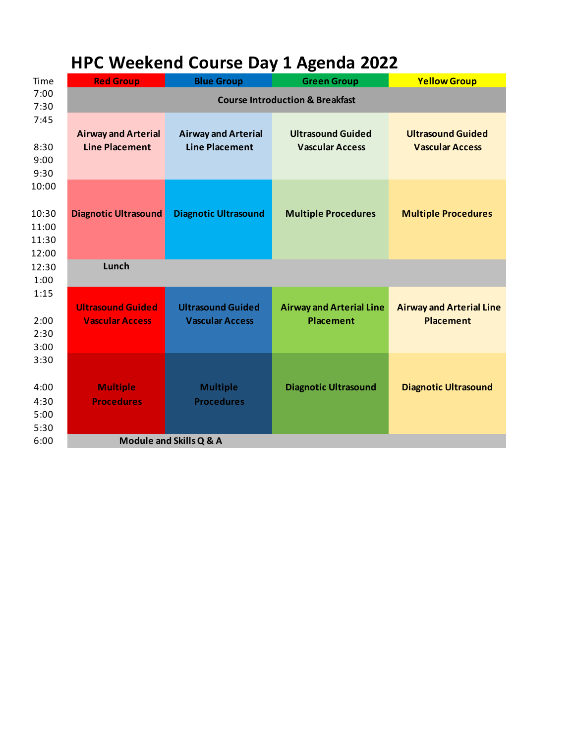# HPC Weekend Course Day 1 Agenda 2022

| Time | Red Group | Blue Group | Green Group | Yellow Group |
|---|---|---|---|---|
| 7:00<br>7:30 | Course Introduction & Breakfast | | | |
| 7:45<br>8:30<br>9:00<br>9:30 | Airway and Arterial Line Placement | Airway and Arterial Line Placement | Ultrasound Guided Vascular Access | Ultrasound Guided Vascular Access |
| 10:00<br>10:30<br>11:00<br>11:30<br>12:00 | Diagnotic Ultrasound | Diagnotic Ultrasound | Multiple Procedures | Multiple Procedures |
| 12:30<br>1:00 | Lunch | | | |
| 1:15<br>2:00<br>2:30<br>3:00 | Ultrasound Guided Vascular Access | Ultrasound Guided Vascular Access | Airway and Arterial Line Placement | Airway and Arterial Line Placement |
| 3:30<br>4:00<br>4:30<br>5:00<br>5:30 | Multiple Procedures | Multiple Procedures | Diagnotic Ultrasound | Diagnotic Ultrasound |
| 6:00 | Module and Skills Q & A | | | |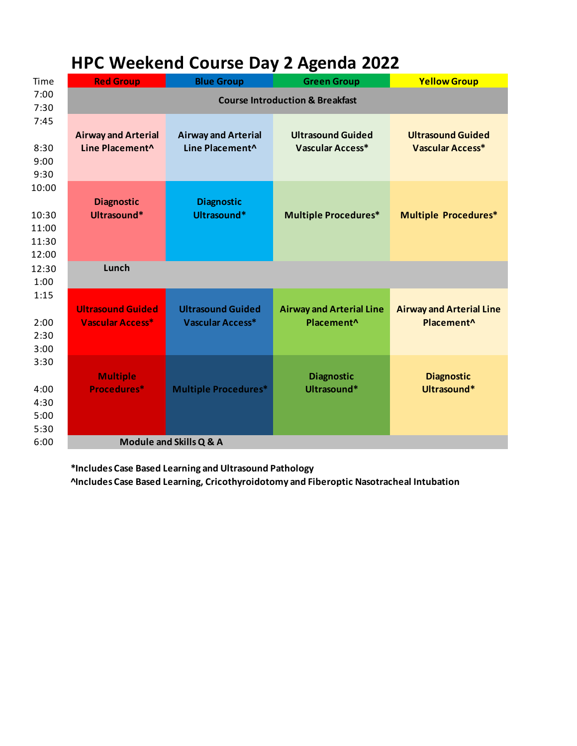# HPC Weekend Course Day 2 Agenda 2022

| Time | Red Group | Blue Group | Green Group | Yellow Group |
|---|---|---|---|---|
| 7:00 – 7:30 | Course Introduction & Breakfast | | | |
| 7:45 – 9:30 | Airway and Arterial Line Placement^ | Airway and Arterial Line Placement^ | Ultrasound Guided Vascular Access* | Ultrasound Guided Vascular Access* |
| 10:00 – 12:00 | Diagnostic Ultrasound* | Diagnostic Ultrasound* | Multiple Procedures* | Multiple Procedures* |
| 12:30 – 1:00 | Lunch | | | |
| 1:15 – 3:00 | Ultrasound Guided Vascular Access* | Ultrasound Guided Vascular Access* | Airway and Arterial Line Placement^ | Airway and Arterial Line Placement^ |
| 3:30 – 5:30 | Multiple Procedures* | Multiple Procedures* | Diagnostic Ultrasound* | Diagnostic Ultrasound* |
| 6:00 | Module and Skills Q & A | | | |

**\*Includes Case Based Learning and Ultrasound Pathology**

**^Includes Case Based Learning, Cricothyroidotomy and Fiberoptic Nasotracheal Intubation**